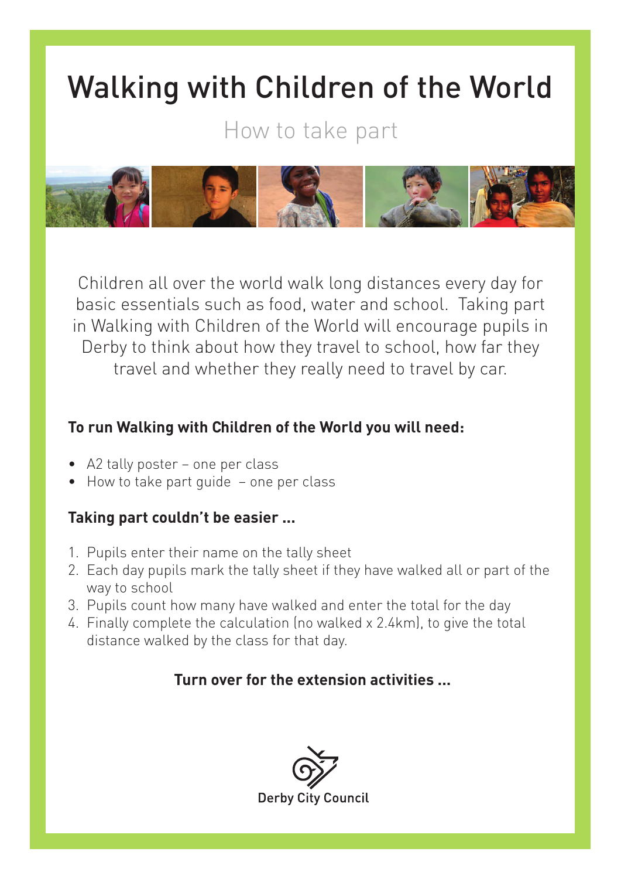# Walking with Children of the World

## How to take part

Children all over the world walk long distances every day for basic essentials such as food, water and school. Taking part in Walking with Children of the World will encourage pupils in Derby to think about how they travel to school, how far they travel and whether they really need to travel by car.

**To run Walking with Children of the World you will need:**

- A2 tally poster – one per class
- How to take part guide – one per class

**Taking part couldn't be easier ...**

1. Pupils enter their name on the tally sheet
2. Each day pupils mark the tally sheet if they have walked all or part of the way to school
3. Pupils count how many have walked and enter the total for the day
4. Finally complete the calculation (no walked x 2.4km), to give the total distance walked by the class for that day.

**Turn over for the extension activities ...**

Derby City Council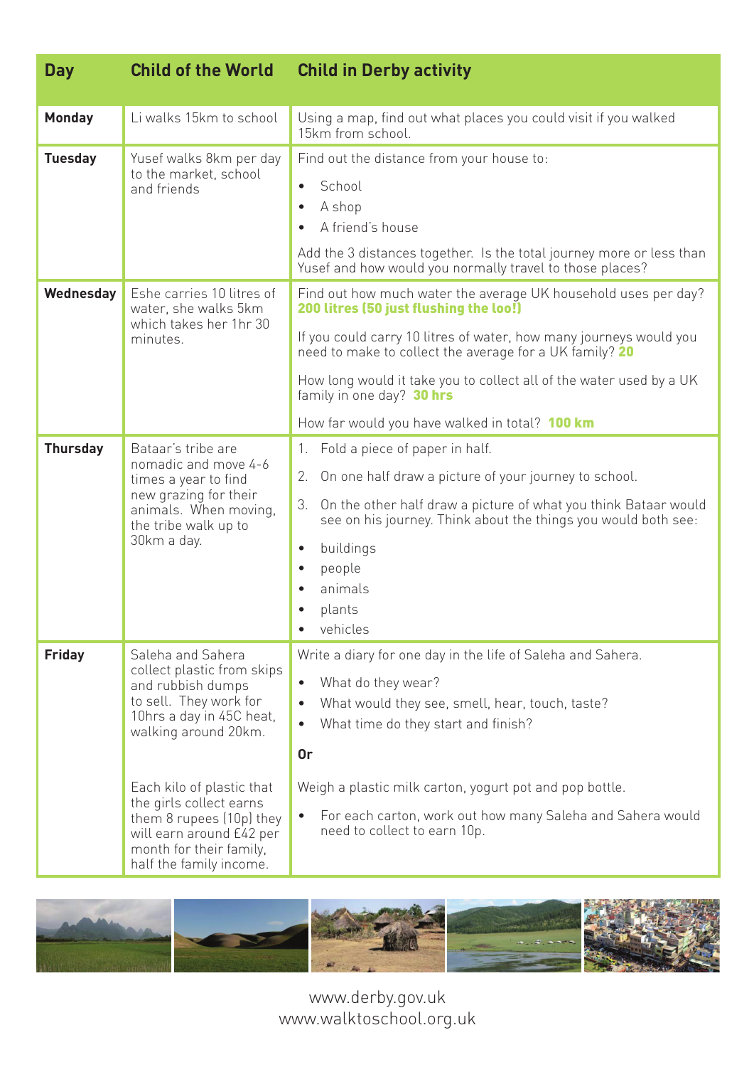| Day | Child of the World | Child in Derby activity |
| --- | --- | --- |
| **Monday** | Li walks 15km to school | Using a map, find out what places you could visit if you walked 15km from school. |
| **Tuesday** | Yusef walks 8km per day to the market, school and friends | Find out the distance from your house to:<br>• School<br>• A shop<br>• A friend's house<br>Add the 3 distances together. Is the total journey more or less than Yusef and how would you normally travel to those places? |
| **Wednesday** | Eshe carries 10 litres of water, she walks 5km which takes her 1hr 30 minutes. | Find out how much water the average UK household uses per day? **200 litres (50 just flushing the loo!)**<br>If you could carry 10 litres of water, how many journeys would you need to make to collect the average for a UK family? **20**<br>How long would it take you to collect all of the water used by a UK family in one day? **30 hrs**<br>How far would you have walked in total? **100 km** |
| **Thursday** | Bataar's tribe are nomadic and move 4-6 times a year to find new grazing for their animals. When moving, the tribe walk up to 30km a day. | 1. Fold a piece of paper in half.<br>2. On one half draw a picture of your journey to school.<br>3. On the other half draw a picture of what you think Bataar would see on his journey. Think about the things you would both see:<br>• buildings<br>• people<br>• animals<br>• plants<br>• vehicles |
| **Friday** | Saleha and Sahera collect plastic from skips and rubbish dumps to sell. They work for 10hrs a day in 45C heat, walking around 20km.<br><br>Each kilo of plastic that the girls collect earns them 8 rupees (10p) they will earn around £42 per month for their family, half the family income. | Write a diary for one day in the life of Saleha and Sahera.<br>• What do they wear?<br>• What would they see, smell, hear, touch, taste?<br>• What time do they start and finish?<br>**Or**<br>Weigh a plastic milk carton, yogurt pot and pop bottle.<br>• For each carton, work out how many Saleha and Sahera would need to collect to earn 10p. |

www.derby.gov.uk
www.walktoschool.org.uk